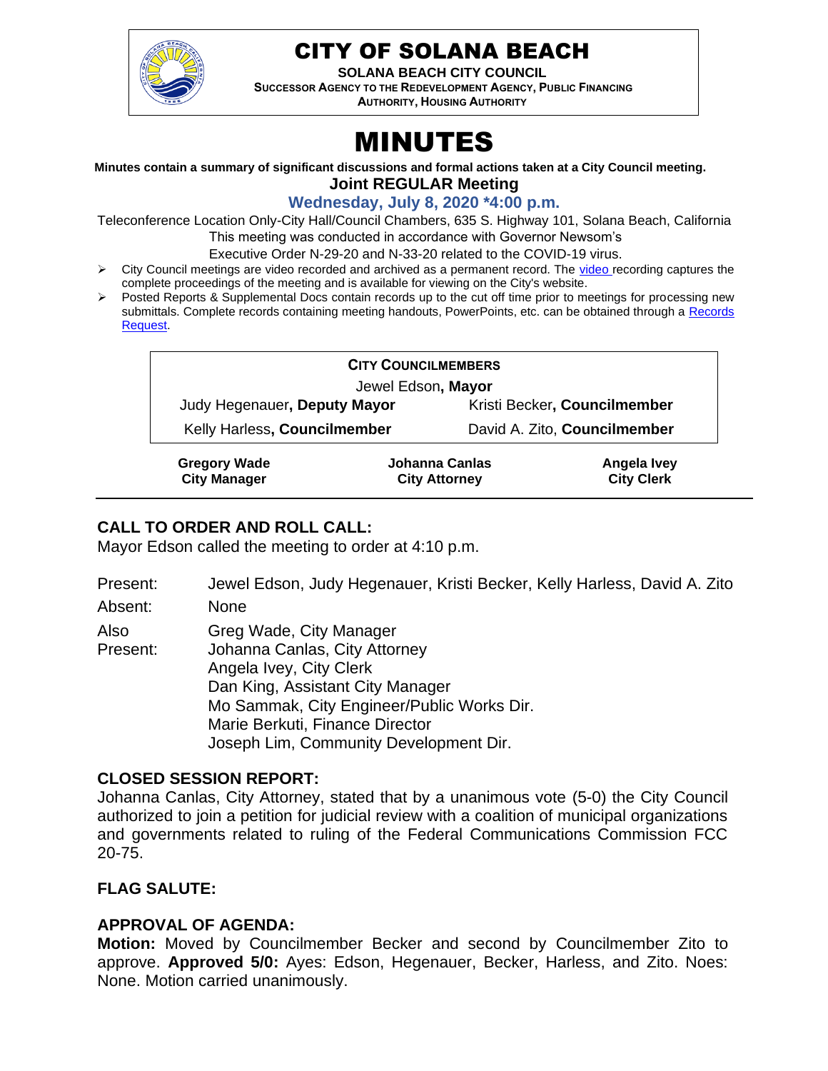# CITY OF SOLANA BEACH

**SOLANA BEACH CITY COUNCIL**
**SUCCESSOR AGENCY TO THE REDEVELOPMENT AGENCY, PUBLIC FINANCING AUTHORITY, HOUSING AUTHORITY**

# MINUTES

**Minutes contain a summary of significant discussions and formal actions taken at a City Council meeting.**

**Joint REGULAR Meeting**

**Wednesday, July 8, 2020 *4:00 p.m.**

Teleconference Location Only-City Hall/Council Chambers, 635 S. Highway 101, Solana Beach, California
This meeting was conducted in accordance with Governor Newsom's
Executive Order N-29-20 and N-33-20 related to the COVID-19 virus.

- City Council meetings are video recorded and archived as a permanent record. The video recording captures the complete proceedings of the meeting and is available for viewing on the City's website.
- Posted Reports & Supplemental Docs contain records up to the cut off time prior to meetings for processing new submittals. Complete records containing meeting handouts, PowerPoints, etc. can be obtained through a Records Request.

**CITY COUNCILMEMBERS**

Jewel Edson, **Mayor**

| | |
|---|---|
| Judy Hegenauer**, Deputy Mayor** | Kristi Becker**, Councilmember** |
| Kelly Harless**, Councilmember** | David A. Zito**, Councilmember** |

| | | |
|---|---|---|
| **Gregory Wade**<br>**City Manager** | **Johanna Canlas**<br>**City Attorney** | **Angela Ivey**<br>**City Clerk** |

## CALL TO ORDER AND ROLL CALL:

Mayor Edson called the meeting to order at 4:10 p.m.

Present: Jewel Edson, Judy Hegenauer, Kristi Becker, Kelly Harless, David A. Zito

Absent: None

Also Present:
Greg Wade, City Manager
Johanna Canlas, City Attorney
Angela Ivey, City Clerk
Dan King, Assistant City Manager
Mo Sammak, City Engineer/Public Works Dir.
Marie Berkuti, Finance Director
Joseph Lim, Community Development Dir.

## CLOSED SESSION REPORT:

Johanna Canlas, City Attorney, stated that by a unanimous vote (5-0) the City Council authorized to join a petition for judicial review with a coalition of municipal organizations and governments related to ruling of the Federal Communications Commission FCC 20-75.

## FLAG SALUTE:

## APPROVAL OF AGENDA:

**Motion:** Moved by Councilmember Becker and second by Councilmember Zito to approve. **Approved 5/0:** Ayes: Edson, Hegenauer, Becker, Harless, and Zito. Noes: None. Motion carried unanimously.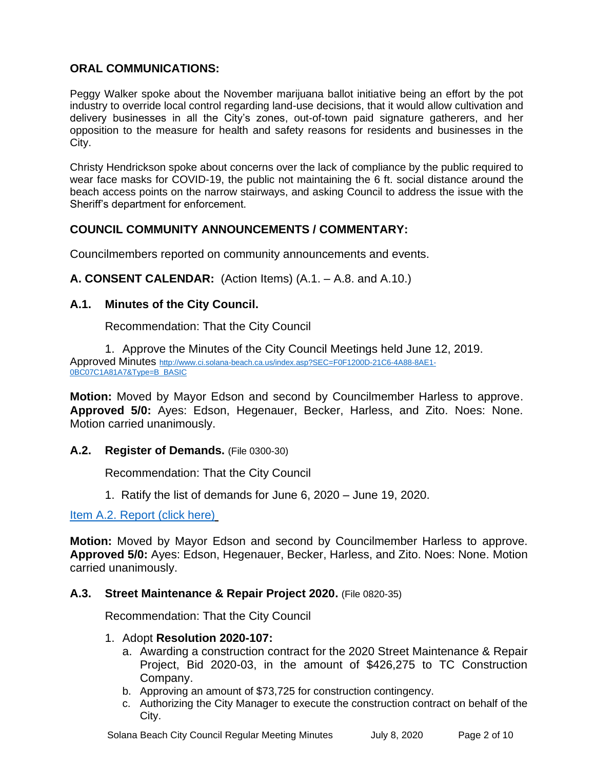## ORAL COMMUNICATIONS:

Peggy Walker spoke about the November marijuana ballot initiative being an effort by the pot industry to override local control regarding land-use decisions, that it would allow cultivation and delivery businesses in all the City's zones, out-of-town paid signature gatherers, and her opposition to the measure for health and safety reasons for residents and businesses in the City.

Christy Hendrickson spoke about concerns over the lack of compliance by the public required to wear face masks for COVID-19, the public not maintaining the 6 ft. social distance around the beach access points on the narrow stairways, and asking Council to address the issue with the Sheriff's department for enforcement.

## COUNCIL COMMUNITY ANNOUNCEMENTS / COMMENTARY:

Councilmembers reported on community announcements and events.

## A. CONSENT CALENDAR: (Action Items) (A.1. – A.8. and A.10.)

### A.1. Minutes of the City Council.

Recommendation: That the City Council

1. Approve the Minutes of the City Council Meetings held June 12, 2019.

Approved Minutes http://www.ci.solana-beach.ca.us/index.asp?SEC=F0F1200D-21C6-4A88-8AE1-0BC07C1A81A7&Type=B_BASIC

**Motion:** Moved by Mayor Edson and second by Councilmember Harless to approve. **Approved 5/0:** Ayes: Edson, Hegenauer, Becker, Harless, and Zito. Noes: None. Motion carried unanimously.

### A.2. Register of Demands. (File 0300-30)

Recommendation: That the City Council

1. Ratify the list of demands for June 6, 2020 – June 19, 2020.

Item A.2. Report (click here)

**Motion:** Moved by Mayor Edson and second by Councilmember Harless to approve. **Approved 5/0:** Ayes: Edson, Hegenauer, Becker, Harless, and Zito. Noes: None. Motion carried unanimously.

### A.3. Street Maintenance & Repair Project 2020. (File 0820-35)

Recommendation: That the City Council

1. Adopt **Resolution 2020-107:**
   a. Awarding a construction contract for the 2020 Street Maintenance & Repair Project, Bid 2020-03, in the amount of $426,275 to TC Construction Company.
   b. Approving an amount of $73,725 for construction contingency.
   c. Authorizing the City Manager to execute the construction contract on behalf of the City.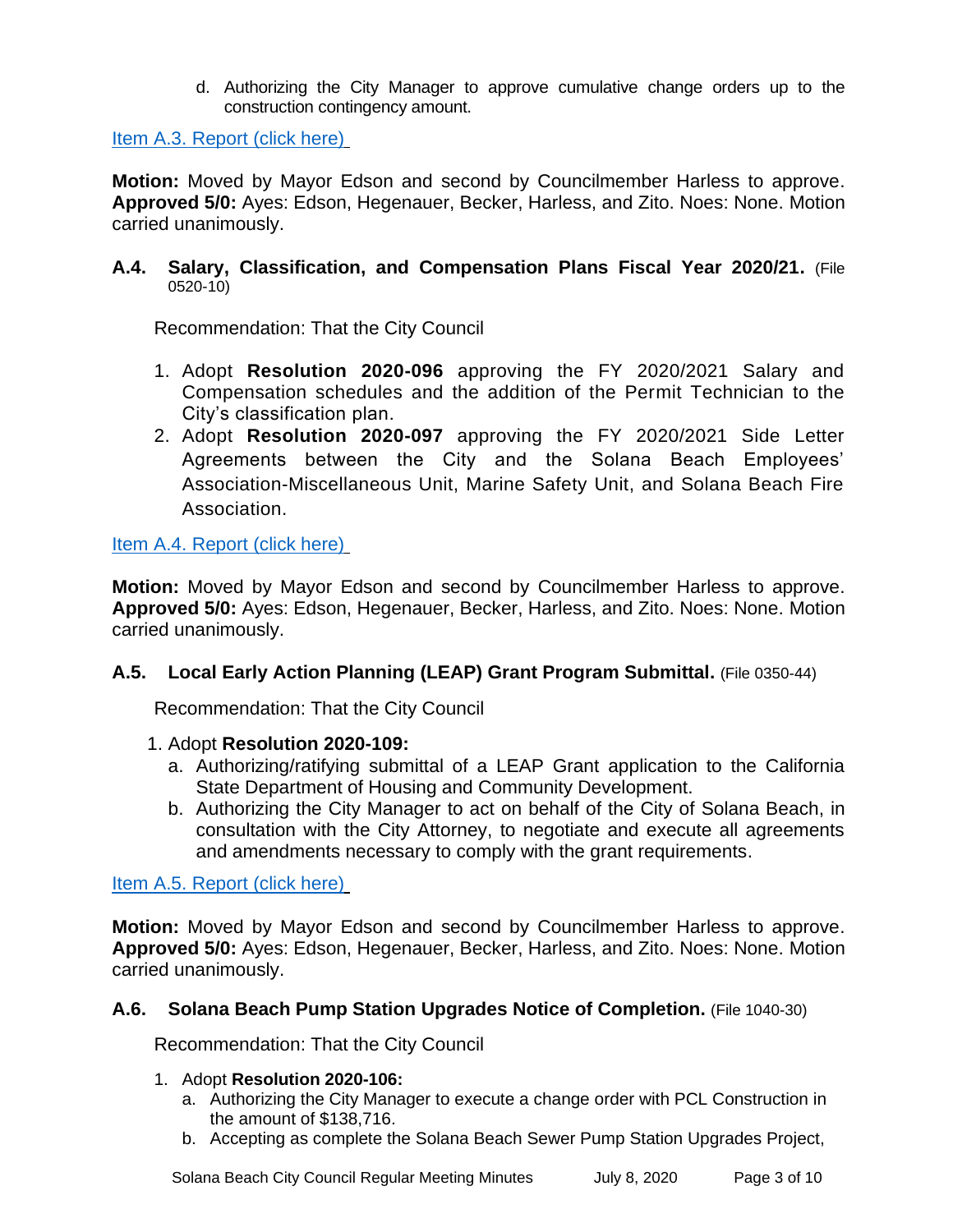d. Authorizing the City Manager to approve cumulative change orders up to the construction contingency amount.

Item A.3. Report (click here)

**Motion:** Moved by Mayor Edson and second by Councilmember Harless to approve. **Approved 5/0:** Ayes: Edson, Hegenauer, Becker, Harless, and Zito. Noes: None. Motion carried unanimously.

### A.4. Salary, Classification, and Compensation Plans Fiscal Year 2020/21. (File 0520-10)

Recommendation: That the City Council

1. Adopt **Resolution 2020-096** approving the FY 2020/2021 Salary and Compensation schedules and the addition of the Permit Technician to the City's classification plan.
2. Adopt **Resolution 2020-097** approving the FY 2020/2021 Side Letter Agreements between the City and the Solana Beach Employees' Association-Miscellaneous Unit, Marine Safety Unit, and Solana Beach Fire Association.

Item A.4. Report (click here)

**Motion:** Moved by Mayor Edson and second by Councilmember Harless to approve. **Approved 5/0:** Ayes: Edson, Hegenauer, Becker, Harless, and Zito. Noes: None. Motion carried unanimously.

### A.5. Local Early Action Planning (LEAP) Grant Program Submittal. (File 0350-44)

Recommendation: That the City Council

1. Adopt **Resolution 2020-109:**
   a. Authorizing/ratifying submittal of a LEAP Grant application to the California State Department of Housing and Community Development.
   b. Authorizing the City Manager to act on behalf of the City of Solana Beach, in consultation with the City Attorney, to negotiate and execute all agreements and amendments necessary to comply with the grant requirements.

Item A.5. Report (click here)

**Motion:** Moved by Mayor Edson and second by Councilmember Harless to approve. **Approved 5/0:** Ayes: Edson, Hegenauer, Becker, Harless, and Zito. Noes: None. Motion carried unanimously.

### A.6. Solana Beach Pump Station Upgrades Notice of Completion. (File 1040-30)

Recommendation: That the City Council

1. Adopt **Resolution 2020-106:**
   a. Authorizing the City Manager to execute a change order with PCL Construction in the amount of $138,716.
   b. Accepting as complete the Solana Beach Sewer Pump Station Upgrades Project,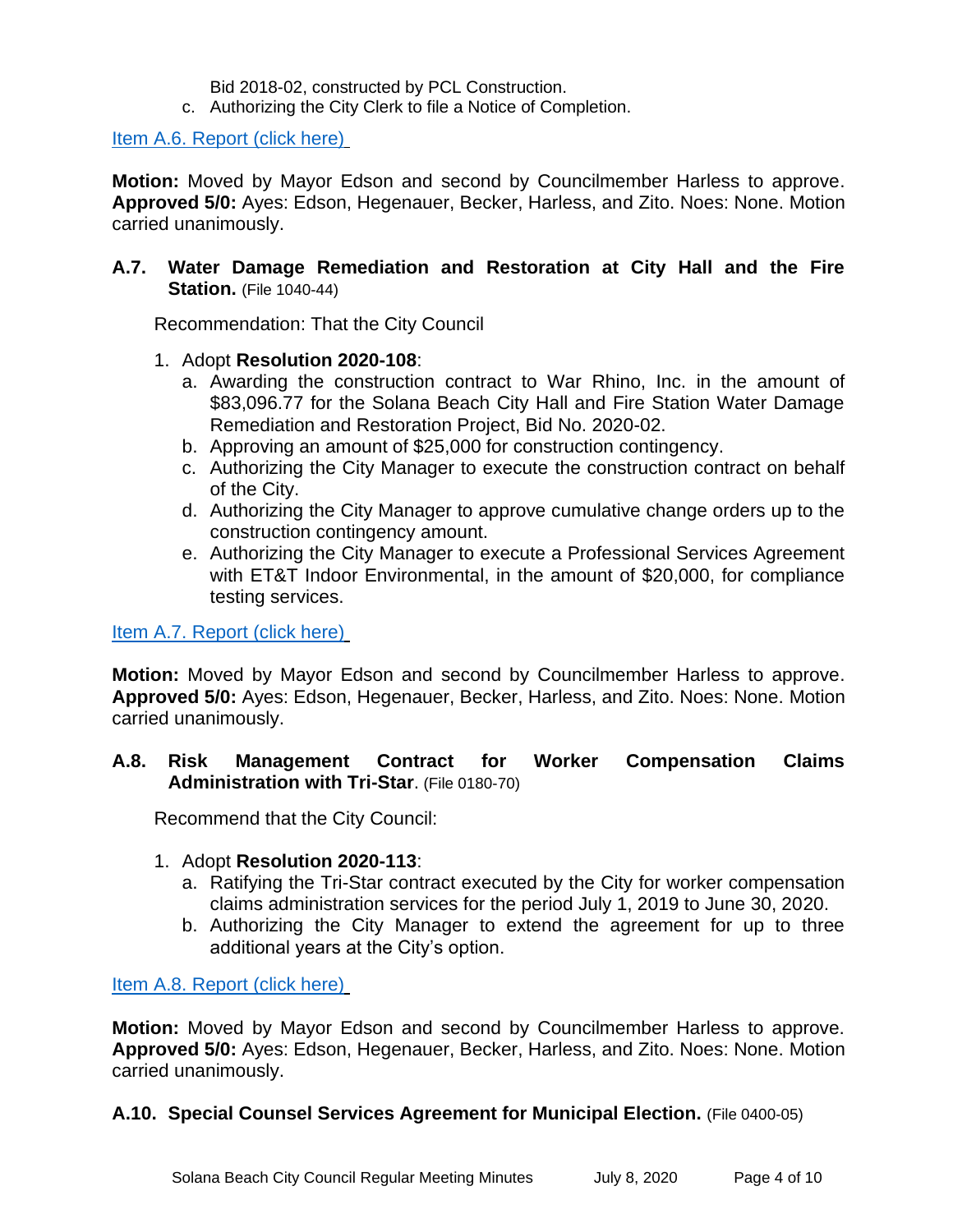Bid 2018-02, constructed by PCL Construction.

c. Authorizing the City Clerk to file a Notice of Completion.

Item A.6. Report (click here)

**Motion:** Moved by Mayor Edson and second by Councilmember Harless to approve. **Approved 5/0:** Ayes: Edson, Hegenauer, Becker, Harless, and Zito. Noes: None. Motion carried unanimously.

### A.7. Water Damage Remediation and Restoration at City Hall and the Fire Station. (File 1040-44)

Recommendation: That the City Council

1. Adopt **Resolution 2020-108**:
   a. Awarding the construction contract to War Rhino, Inc. in the amount of $83,096.77 for the Solana Beach City Hall and Fire Station Water Damage Remediation and Restoration Project, Bid No. 2020-02.
   b. Approving an amount of $25,000 for construction contingency.
   c. Authorizing the City Manager to execute the construction contract on behalf of the City.
   d. Authorizing the City Manager to approve cumulative change orders up to the construction contingency amount.
   e. Authorizing the City Manager to execute a Professional Services Agreement with ET&T Indoor Environmental, in the amount of $20,000, for compliance testing services.

Item A.7. Report (click here)

**Motion:** Moved by Mayor Edson and second by Councilmember Harless to approve. **Approved 5/0:** Ayes: Edson, Hegenauer, Becker, Harless, and Zito. Noes: None. Motion carried unanimously.

### A.8. Risk Management Contract for Worker Compensation Claims Administration with Tri-Star. (File 0180-70)

Recommend that the City Council:

1. Adopt **Resolution 2020-113**:
   a. Ratifying the Tri-Star contract executed by the City for worker compensation claims administration services for the period July 1, 2019 to June 30, 2020.
   b. Authorizing the City Manager to extend the agreement for up to three additional years at the City's option.

Item A.8. Report (click here)

**Motion:** Moved by Mayor Edson and second by Councilmember Harless to approve. **Approved 5/0:** Ayes: Edson, Hegenauer, Becker, Harless, and Zito. Noes: None. Motion carried unanimously.

### A.10. Special Counsel Services Agreement for Municipal Election. (File 0400-05)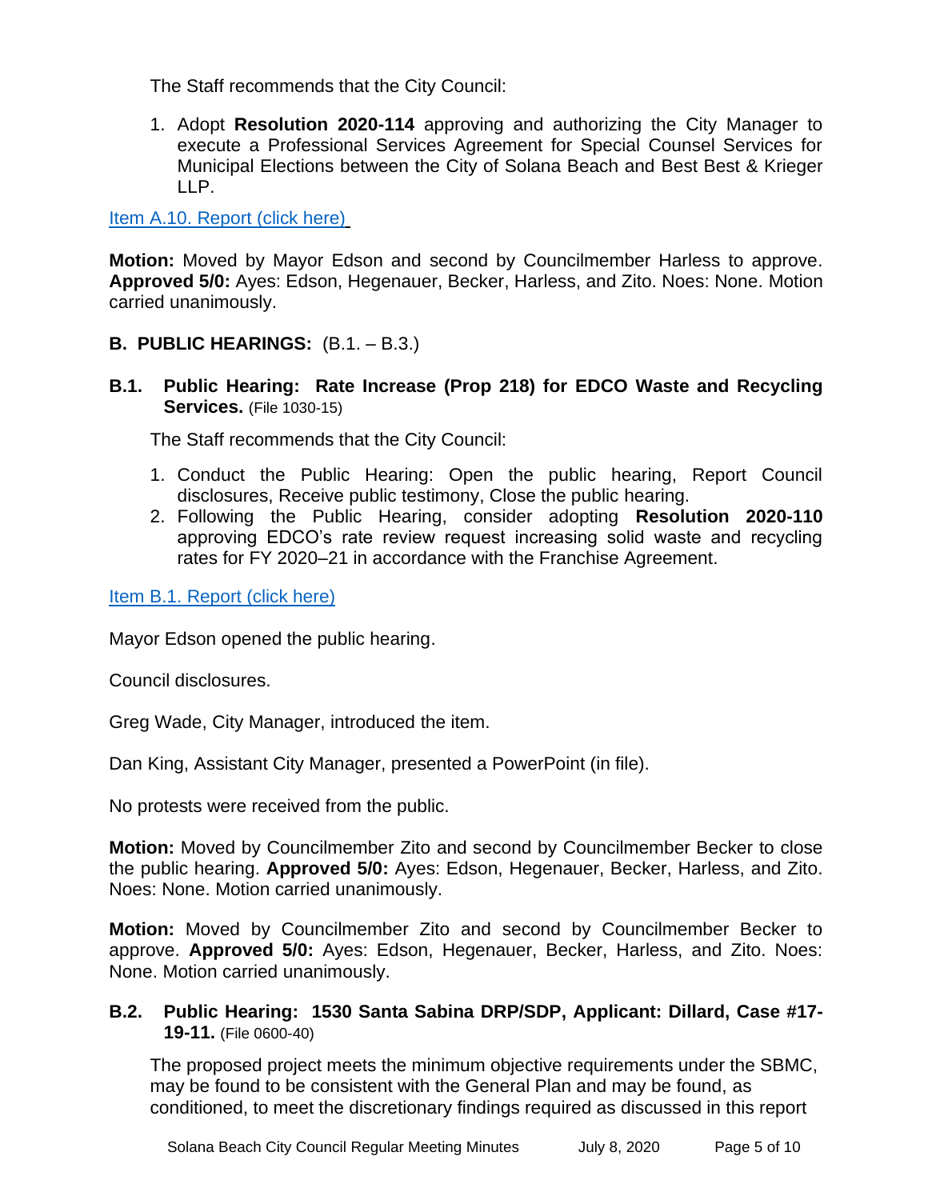The Staff recommends that the City Council:

1. Adopt **Resolution 2020-114** approving and authorizing the City Manager to execute a Professional Services Agreement for Special Counsel Services for Municipal Elections between the City of Solana Beach and Best Best & Krieger LLP.

Item A.10. Report (click here)

**Motion:** Moved by Mayor Edson and second by Councilmember Harless to approve. **Approved 5/0:** Ayes: Edson, Hegenauer, Becker, Harless, and Zito. Noes: None. Motion carried unanimously.

## B. PUBLIC HEARINGS: (B.1. – B.3.)

### B.1. Public Hearing: Rate Increase (Prop 218) for EDCO Waste and Recycling Services. (File 1030-15)

The Staff recommends that the City Council:

1. Conduct the Public Hearing: Open the public hearing, Report Council disclosures, Receive public testimony, Close the public hearing.
2. Following the Public Hearing, consider adopting **Resolution 2020-110** approving EDCO's rate review request increasing solid waste and recycling rates for FY 2020–21 in accordance with the Franchise Agreement.

Item B.1. Report (click here)

Mayor Edson opened the public hearing.

Council disclosures.

Greg Wade, City Manager, introduced the item.

Dan King, Assistant City Manager, presented a PowerPoint (in file).

No protests were received from the public.

**Motion:** Moved by Councilmember Zito and second by Councilmember Becker to close the public hearing. **Approved 5/0:** Ayes: Edson, Hegenauer, Becker, Harless, and Zito. Noes: None. Motion carried unanimously.

**Motion:** Moved by Councilmember Zito and second by Councilmember Becker to approve. **Approved 5/0:** Ayes: Edson, Hegenauer, Becker, Harless, and Zito. Noes: None. Motion carried unanimously.

### B.2. Public Hearing: 1530 Santa Sabina DRP/SDP, Applicant: Dillard, Case #17-19-11. (File 0600-40)

The proposed project meets the minimum objective requirements under the SBMC, may be found to be consistent with the General Plan and may be found, as conditioned, to meet the discretionary findings required as discussed in this report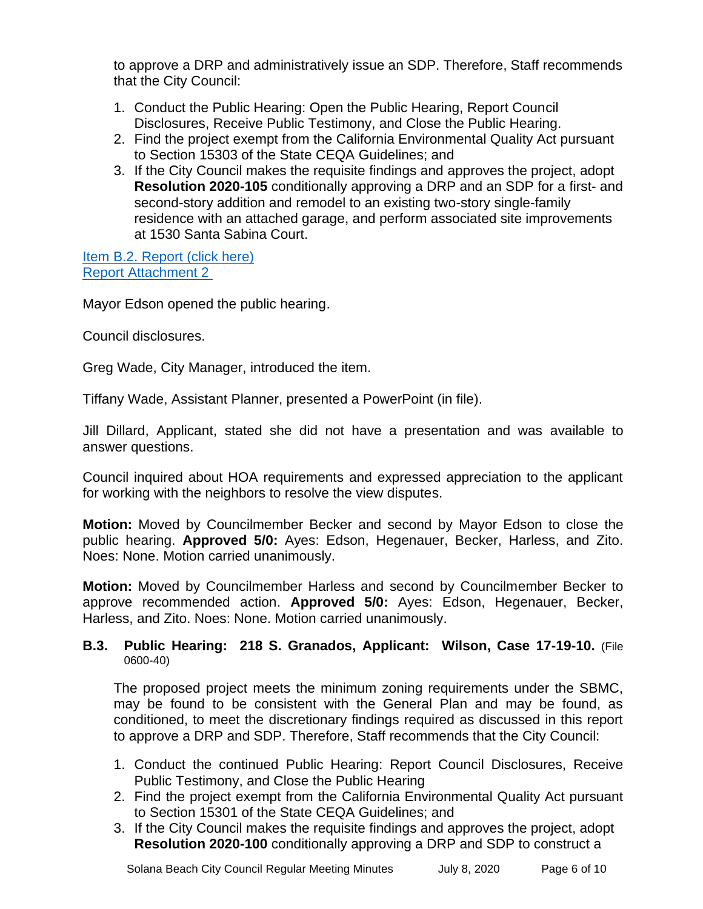to approve a DRP and administratively issue an SDP. Therefore, Staff recommends that the City Council:

1. Conduct the Public Hearing: Open the Public Hearing, Report Council Disclosures, Receive Public Testimony, and Close the Public Hearing.
2. Find the project exempt from the California Environmental Quality Act pursuant to Section 15303 of the State CEQA Guidelines; and
3. If the City Council makes the requisite findings and approves the project, adopt **Resolution 2020-105** conditionally approving a DRP and an SDP for a first- and second-story addition and remodel to an existing two-story single-family residence with an attached garage, and perform associated site improvements at 1530 Santa Sabina Court.

Item B.2. Report (click here)
Report Attachment 2

Mayor Edson opened the public hearing.

Council disclosures.

Greg Wade, City Manager, introduced the item.

Tiffany Wade, Assistant Planner, presented a PowerPoint (in file).

Jill Dillard, Applicant, stated she did not have a presentation and was available to answer questions.

Council inquired about HOA requirements and expressed appreciation to the applicant for working with the neighbors to resolve the view disputes.

**Motion:** Moved by Councilmember Becker and second by Mayor Edson to close the public hearing. **Approved 5/0:** Ayes: Edson, Hegenauer, Becker, Harless, and Zito. Noes: None. Motion carried unanimously.

**Motion:** Moved by Councilmember Harless and second by Councilmember Becker to approve recommended action. **Approved 5/0:** Ayes: Edson, Hegenauer, Becker, Harless, and Zito. Noes: None. Motion carried unanimously.

### B.3. Public Hearing: 218 S. Granados, Applicant: Wilson, Case 17-19-10. (File 0600-40)

The proposed project meets the minimum zoning requirements under the SBMC, may be found to be consistent with the General Plan and may be found, as conditioned, to meet the discretionary findings required as discussed in this report to approve a DRP and SDP. Therefore, Staff recommends that the City Council:

1. Conduct the continued Public Hearing: Report Council Disclosures, Receive Public Testimony, and Close the Public Hearing
2. Find the project exempt from the California Environmental Quality Act pursuant to Section 15301 of the State CEQA Guidelines; and
3. If the City Council makes the requisite findings and approves the project, adopt **Resolution 2020-100** conditionally approving a DRP and SDP to construct a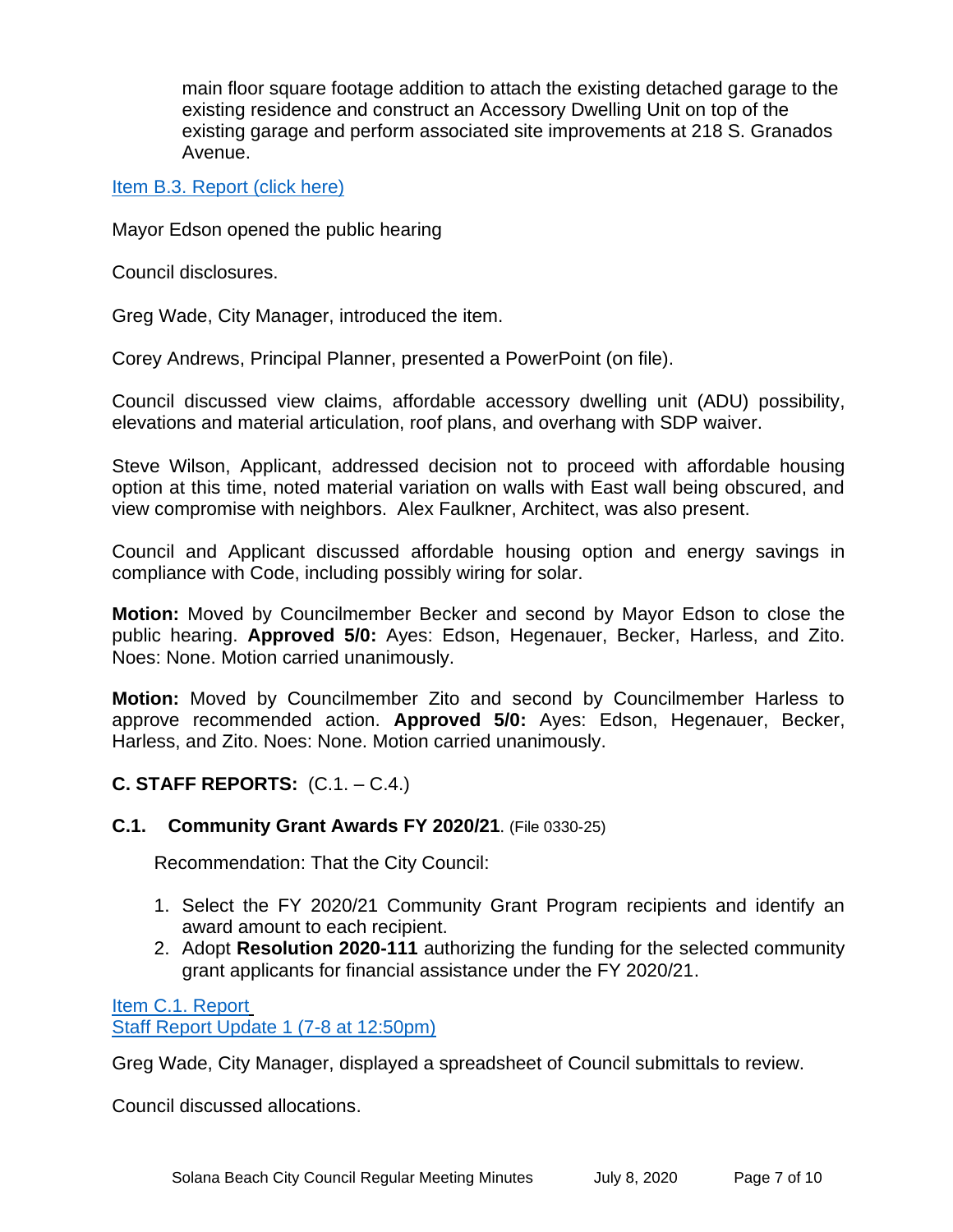main floor square footage addition to attach the existing detached garage to the existing residence and construct an Accessory Dwelling Unit on top of the existing garage and perform associated site improvements at 218 S. Granados Avenue.

[Item B.3. Report (click here)]

Mayor Edson opened the public hearing

Council disclosures.

Greg Wade, City Manager, introduced the item.

Corey Andrews, Principal Planner, presented a PowerPoint (on file).

Council discussed view claims, affordable accessory dwelling unit (ADU) possibility, elevations and material articulation, roof plans, and overhang with SDP waiver.

Steve Wilson, Applicant, addressed decision not to proceed with affordable housing option at this time, noted material variation on walls with East wall being obscured, and view compromise with neighbors. Alex Faulkner, Architect, was also present.

Council and Applicant discussed affordable housing option and energy savings in compliance with Code, including possibly wiring for solar.

**Motion:** Moved by Councilmember Becker and second by Mayor Edson to close the public hearing. **Approved 5/0:** Ayes: Edson, Hegenauer, Becker, Harless, and Zito. Noes: None. Motion carried unanimously.

**Motion:** Moved by Councilmember Zito and second by Councilmember Harless to approve recommended action. **Approved 5/0:** Ayes: Edson, Hegenauer, Becker, Harless, and Zito. Noes: None. Motion carried unanimously.

## C. STAFF REPORTS: (C.1. – C.4.)

### C.1. Community Grant Awards FY 2020/21. (File 0330-25)

Recommendation: That the City Council:

1. Select the FY 2020/21 Community Grant Program recipients and identify an award amount to each recipient.
2. Adopt **Resolution 2020-111** authorizing the funding for the selected community grant applicants for financial assistance under the FY 2020/21.

[Item C.1. Report]
[Staff Report Update 1 (7-8 at 12:50pm)]

Greg Wade, City Manager, displayed a spreadsheet of Council submittals to review.

Council discussed allocations.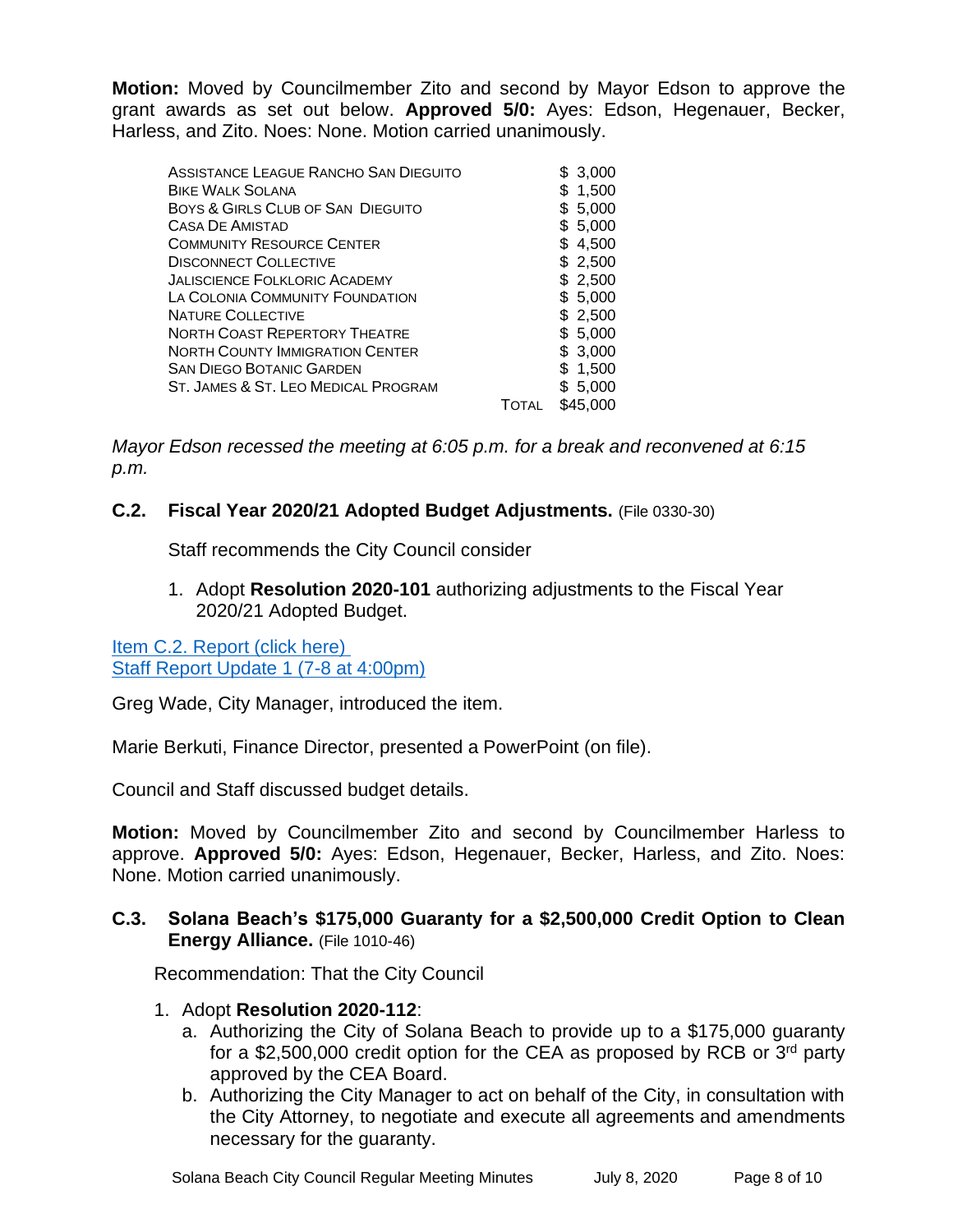**Motion:** Moved by Councilmember Zito and second by Mayor Edson to approve the grant awards as set out below. **Approved 5/0:** Ayes: Edson, Hegenauer, Becker, Harless, and Zito. Noes: None. Motion carried unanimously.

| | | |
|---|---|---|
| Assistance League Rancho San Dieguito | | $ 3,000 |
| Bike Walk Solana | | $ 1,500 |
| Boys & Girls Club of San Dieguito | | $ 5,000 |
| Casa De Amistad | | $ 5,000 |
| Community Resource Center | | $ 4,500 |
| Disconnect Collective | | $ 2,500 |
| Jaliscience Folkloric Academy | | $ 2,500 |
| La Colonia Community Foundation | | $ 5,000 |
| Nature Collective | | $ 2,500 |
| North Coast Repertory Theatre | | $ 5,000 |
| North County Immigration Center | | $ 3,000 |
| San Diego Botanic Garden | | $ 1,500 |
| St. James & St. Leo Medical Program | | $ 5,000 |
| | Total | $45,000 |

*Mayor Edson recessed the meeting at 6:05 p.m. for a break and reconvened at 6:15 p.m.*

### C.2. Fiscal Year 2020/21 Adopted Budget Adjustments. (File 0330-30)

Staff recommends the City Council consider

1. Adopt **Resolution 2020-101** authorizing adjustments to the Fiscal Year 2020/21 Adopted Budget.

Item C.2. Report (click here)
Staff Report Update 1 (7-8 at 4:00pm)

Greg Wade, City Manager, introduced the item.

Marie Berkuti, Finance Director, presented a PowerPoint (on file).

Council and Staff discussed budget details.

**Motion:** Moved by Councilmember Zito and second by Councilmember Harless to approve. **Approved 5/0:** Ayes: Edson, Hegenauer, Becker, Harless, and Zito. Noes: None. Motion carried unanimously.

### C.3. Solana Beach's $175,000 Guaranty for a $2,500,000 Credit Option to Clean Energy Alliance. (File 1010-46)

Recommendation: That the City Council

1. Adopt **Resolution 2020-112**:
   a. Authorizing the City of Solana Beach to provide up to a $175,000 guaranty for a $2,500,000 credit option for the CEA as proposed by RCB or 3rd party approved by the CEA Board.
   b. Authorizing the City Manager to act on behalf of the City, in consultation with the City Attorney, to negotiate and execute all agreements and amendments necessary for the guaranty.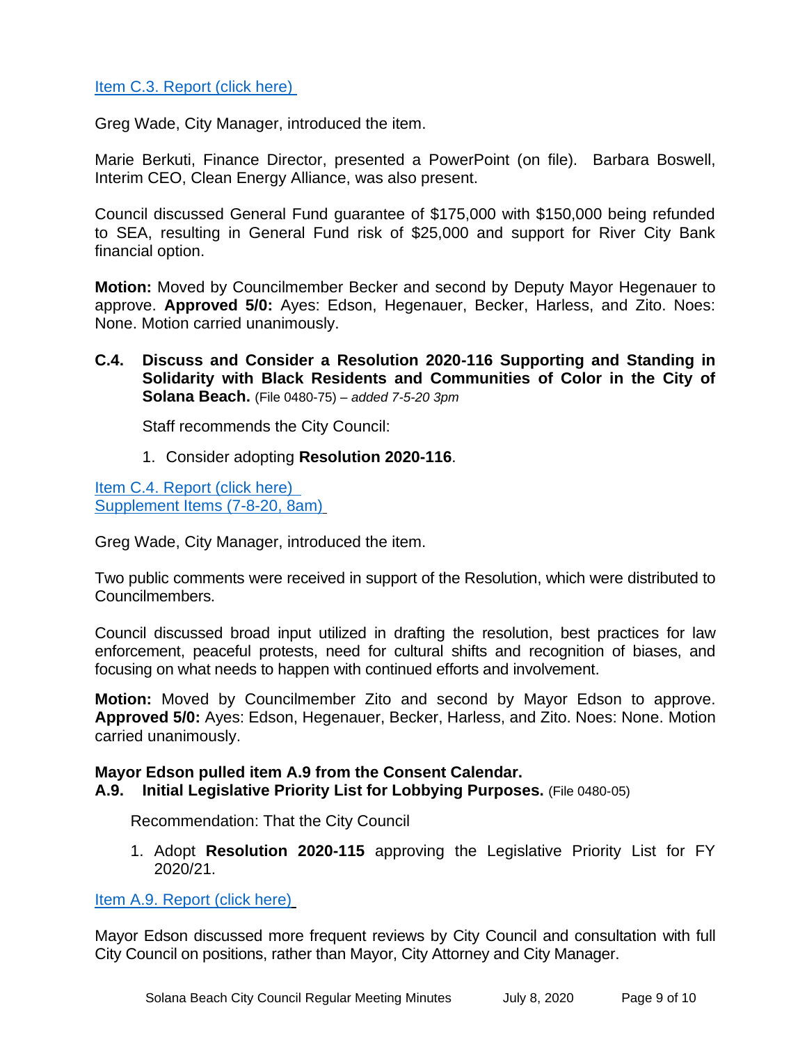Item C.3. Report (click here)

Greg Wade, City Manager, introduced the item.

Marie Berkuti, Finance Director, presented a PowerPoint (on file). Barbara Boswell, Interim CEO, Clean Energy Alliance, was also present.

Council discussed General Fund guarantee of $175,000 with $150,000 being refunded to SEA, resulting in General Fund risk of $25,000 and support for River City Bank financial option.

**Motion:** Moved by Councilmember Becker and second by Deputy Mayor Hegenauer to approve. **Approved 5/0:** Ayes: Edson, Hegenauer, Becker, Harless, and Zito. Noes: None. Motion carried unanimously.

**C.4. Discuss and Consider a Resolution 2020-116 Supporting and Standing in Solidarity with Black Residents and Communities of Color in the City of Solana Beach.** (File 0480-75) – *added 7-5-20 3pm*

Staff recommends the City Council:

1. Consider adopting **Resolution 2020-116**.

Item C.4. Report (click here)
Supplement Items (7-8-20, 8am)

Greg Wade, City Manager, introduced the item.

Two public comments were received in support of the Resolution, which were distributed to Councilmembers.

Council discussed broad input utilized in drafting the resolution, best practices for law enforcement, peaceful protests, need for cultural shifts and recognition of biases, and focusing on what needs to happen with continued efforts and involvement.

**Motion:** Moved by Councilmember Zito and second by Mayor Edson to approve. **Approved 5/0:** Ayes: Edson, Hegenauer, Becker, Harless, and Zito. Noes: None. Motion carried unanimously.

**Mayor Edson pulled item A.9 from the Consent Calendar.**
**A.9. Initial Legislative Priority List for Lobbying Purposes.** (File 0480-05)

Recommendation: That the City Council

1. Adopt **Resolution 2020-115** approving the Legislative Priority List for FY 2020/21.

Item A.9. Report (click here)

Mayor Edson discussed more frequent reviews by City Council and consultation with full City Council on positions, rather than Mayor, City Attorney and City Manager.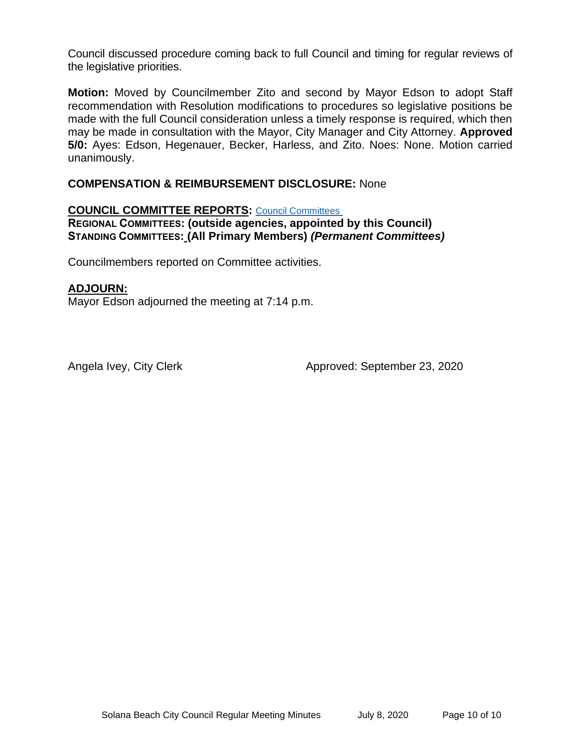Council discussed procedure coming back to full Council and timing for regular reviews of the legislative priorities.

**Motion:** Moved by Councilmember Zito and second by Mayor Edson to adopt Staff recommendation with Resolution modifications to procedures so legislative positions be made with the full Council consideration unless a timely response is required, which then may be made in consultation with the Mayor, City Manager and City Attorney. **Approved 5/0:** Ayes: Edson, Hegenauer, Becker, Harless, and Zito. Noes: None. Motion carried unanimously.

**COMPENSATION & REIMBURSEMENT DISCLOSURE:** None

**COUNCIL COMMITTEE REPORTS:** Council Committees

**REGIONAL COMMITTEES: (outside agencies, appointed by this Council)**

**STANDING COMMITTEES: (All Primary Members) *(Permanent Committees)***

Councilmembers reported on Committee activities.

**ADJOURN:**

Mayor Edson adjourned the meeting at 7:14 p.m.

Angela Ivey, City Clerk

Approved: September 23, 2020